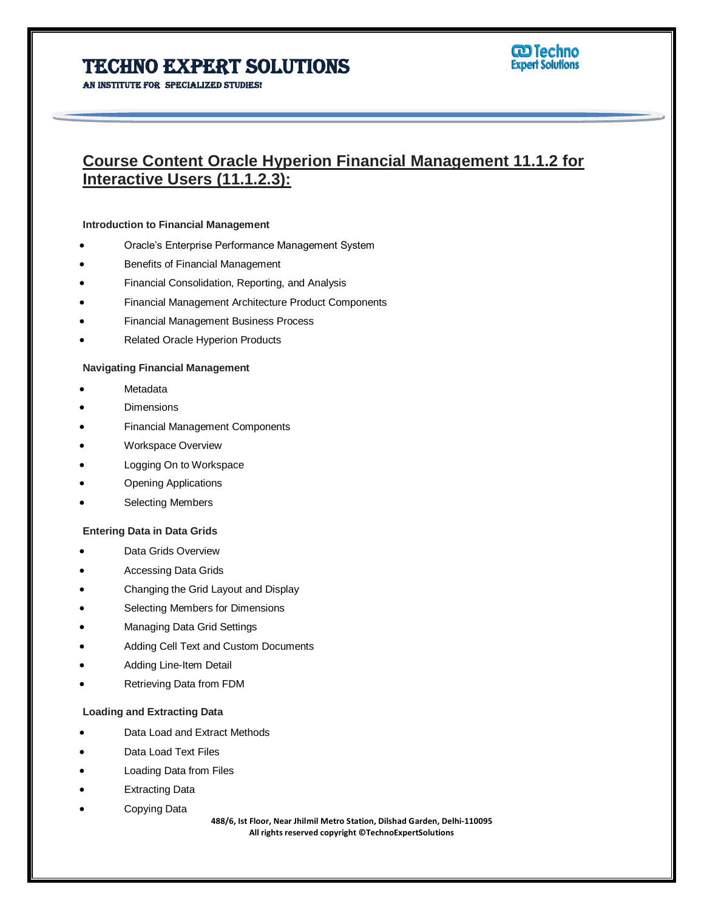# Course Content Oracle Hyperion Financial Management 11.1.2 for Interactive Users (11.1.2.3):

**Introduction to Financial Management**

- Oracle's Enterprise Performance Management System
- Benefits of Financial Management
- Financial Consolidation, Reporting, and Analysis
- Financial Management Architecture Product Components
- Financial Management Business Process
- Related Oracle Hyperion Products

**Navigating Financial Management**

- Metadata
- Dimensions
- Financial Management Components
- Workspace Overview
- Logging On to Workspace
- Opening Applications
- Selecting Members

**Entering Data in Data Grids**

- Data Grids Overview
- Accessing Data Grids
- Changing the Grid Layout and Display
- Selecting Members for Dimensions
- Managing Data Grid Settings
- Adding Cell Text and Custom Documents
- Adding Line-Item Detail
- Retrieving Data from FDM

**Loading and Extracting Data**

- Data Load and Extract Methods
- Data Load Text Files
- Loading Data from Files
- Extracting Data
- Copying Data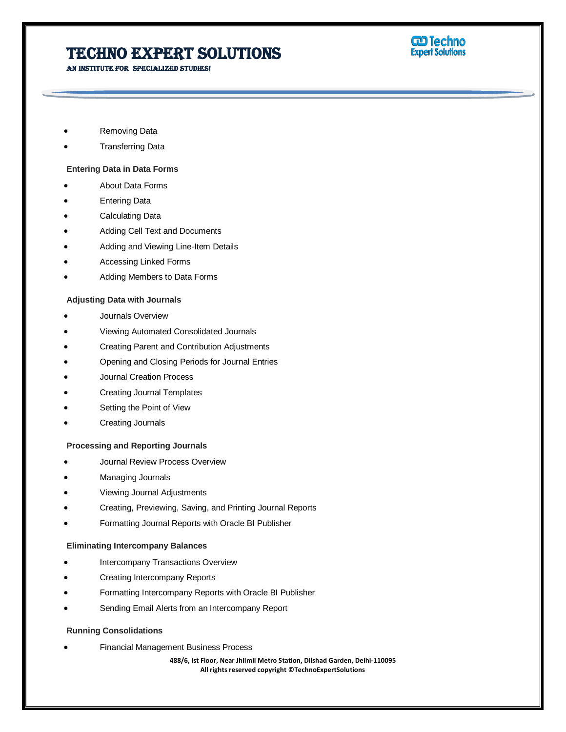- Removing Data
- Transferring Data

**Entering Data in Data Forms**

- About Data Forms
- Entering Data
- Calculating Data
- Adding Cell Text and Documents
- Adding and Viewing Line-Item Details
- Accessing Linked Forms
- Adding Members to Data Forms

**Adjusting Data with Journals**

- Journals Overview
- Viewing Automated Consolidated Journals
- Creating Parent and Contribution Adjustments
- Opening and Closing Periods for Journal Entries
- Journal Creation Process
- Creating Journal Templates
- Setting the Point of View
- Creating Journals

**Processing and Reporting Journals**

- Journal Review Process Overview
- Managing Journals
- Viewing Journal Adjustments
- Creating, Previewing, Saving, and Printing Journal Reports
- Formatting Journal Reports with Oracle BI Publisher

**Eliminating Intercompany Balances**

- Intercompany Transactions Overview
- Creating Intercompany Reports
- Formatting Intercompany Reports with Oracle BI Publisher
- Sending Email Alerts from an Intercompany Report

**Running Consolidations**

- Financial Management Business Process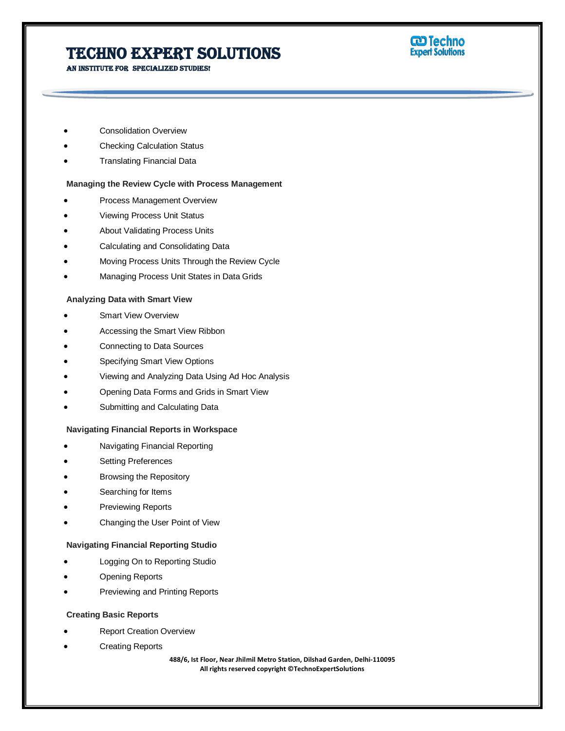- Consolidation Overview
- Checking Calculation Status
- Translating Financial Data

**Managing the Review Cycle with Process Management**

- Process Management Overview
- Viewing Process Unit Status
- About Validating Process Units
- Calculating and Consolidating Data
- Moving Process Units Through the Review Cycle
- Managing Process Unit States in Data Grids

**Analyzing Data with Smart View**

- Smart View Overview
- Accessing the Smart View Ribbon
- Connecting to Data Sources
- Specifying Smart View Options
- Viewing and Analyzing Data Using Ad Hoc Analysis
- Opening Data Forms and Grids in Smart View
- Submitting and Calculating Data

**Navigating Financial Reports in Workspace**

- Navigating Financial Reporting
- Setting Preferences
- Browsing the Repository
- Searching for Items
- Previewing Reports
- Changing the User Point of View

**Navigating Financial Reporting Studio**

- Logging On to Reporting Studio
- Opening Reports
- Previewing and Printing Reports

**Creating Basic Reports**

- Report Creation Overview
- Creating Reports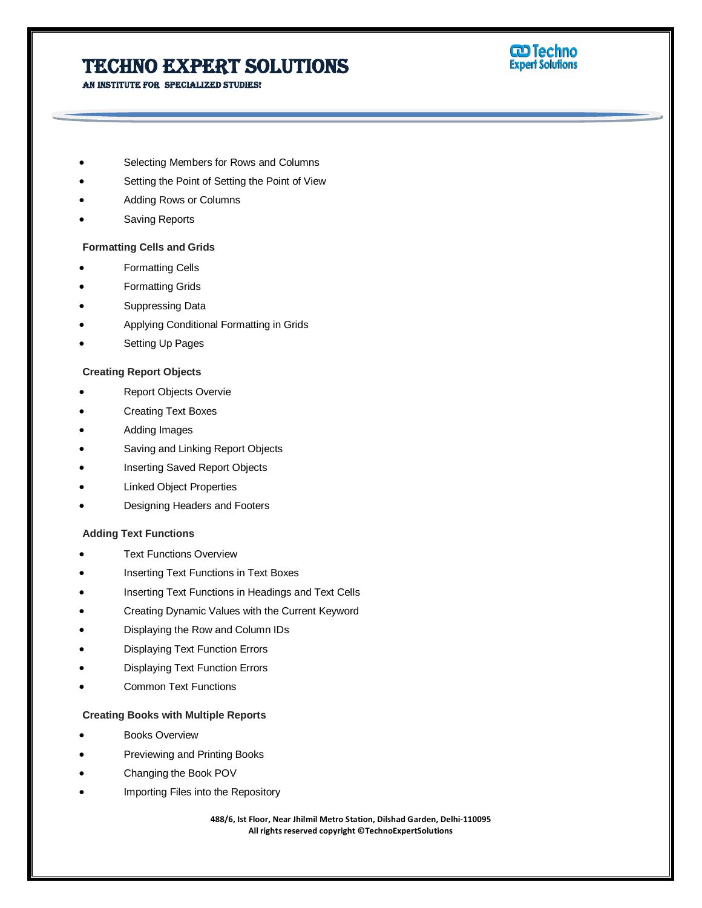- Selecting Members for Rows and Columns
- Setting the Point of Setting the Point of View
- Adding Rows or Columns
- Saving Reports

**Formatting Cells and Grids**

- Formatting Cells
- Formatting Grids
- Suppressing Data
- Applying Conditional Formatting in Grids
- Setting Up Pages

**Creating Report Objects**

- Report Objects Overvie
- Creating Text Boxes
- Adding Images
- Saving and Linking Report Objects
- Inserting Saved Report Objects
- Linked Object Properties
- Designing Headers and Footers

**Adding Text Functions**

- Text Functions Overview
- Inserting Text Functions in Text Boxes
- Inserting Text Functions in Headings and Text Cells
- Creating Dynamic Values with the Current Keyword
- Displaying the Row and Column IDs
- Displaying Text Function Errors
- Displaying Text Function Errors
- Common Text Functions

**Creating Books with Multiple Reports**

- Books Overview
- Previewing and Printing Books
- Changing the Book POV
- Importing Files into the Repository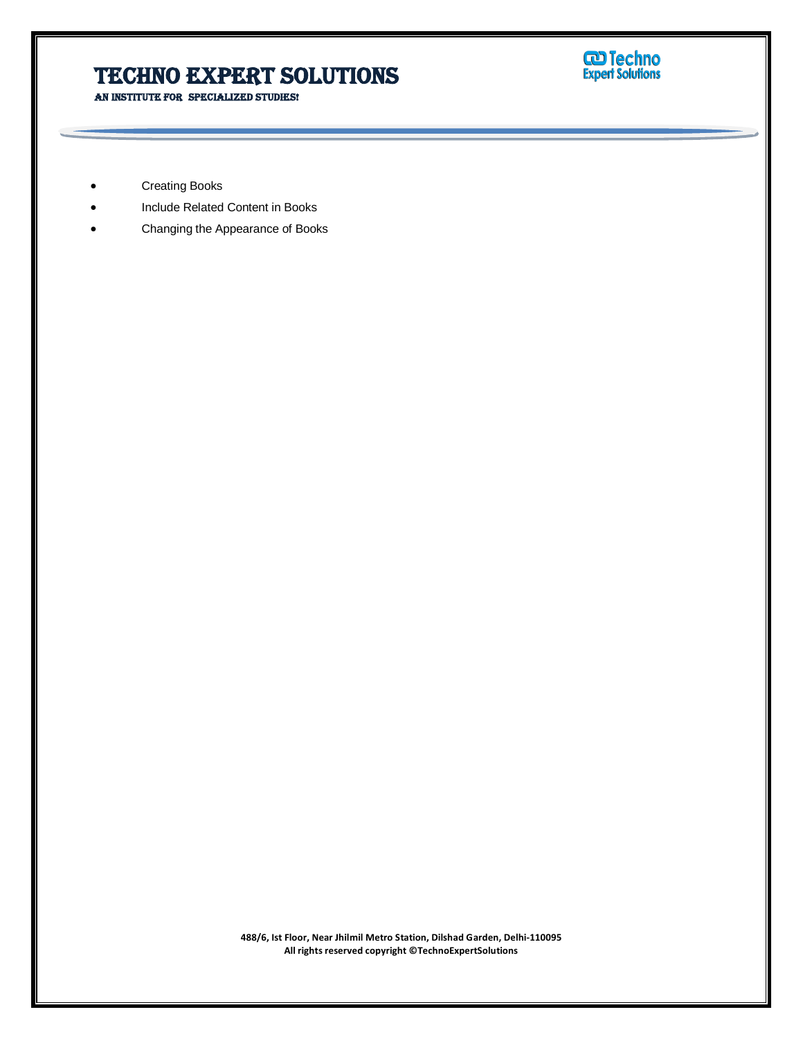- Creating Books
- Include Related Content in Books
- Changing the Appearance of Books